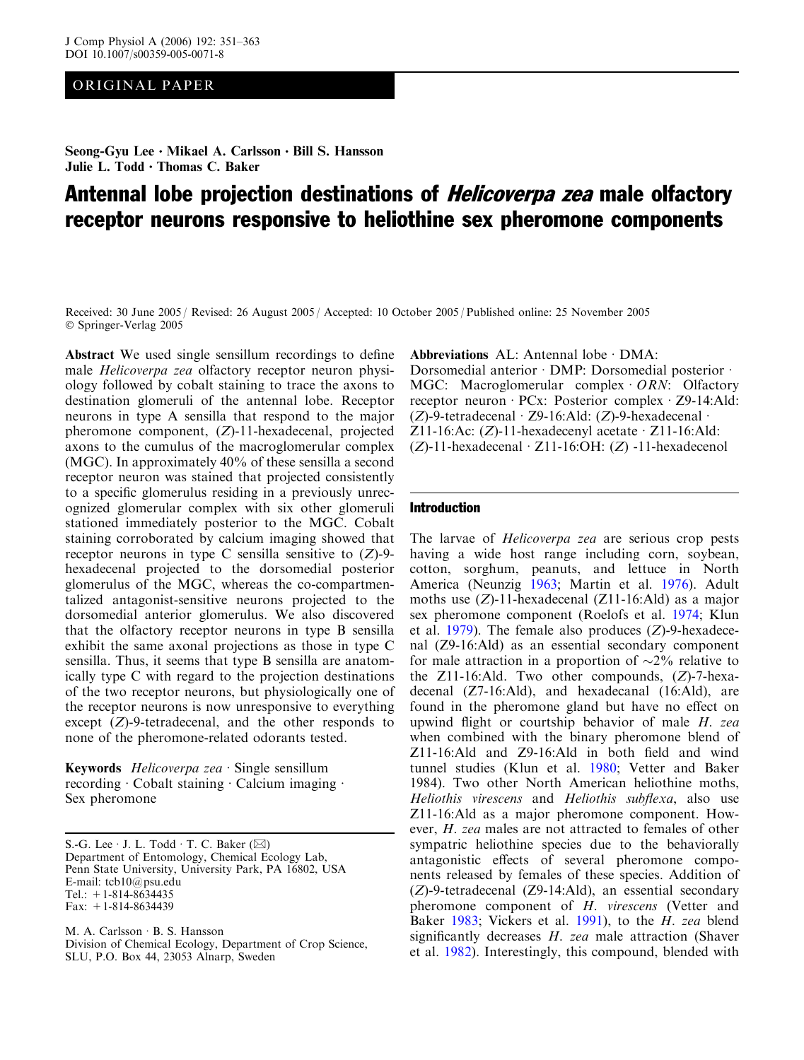ORIGINAL PAPER

**Seong-Gyu Lee · Mikael A. Carlsson · Bill S. Hansson Julie L. Todd · Thomas C. Baker**

# Antennal lobe projection destinations of *Helicoverpa zea* male olfactory receptor neurons responsive to heliothine sex pheromone components

Received: 30 June 2005 / Revised: 26 August 2005 / Accepted: 10 October 2005 / Published online: 25 November 2005
© Springer-Verlag 2005

**Abstract** We used single sensillum recordings to define male *Helicoverpa zea* olfactory receptor neuron physiology followed by cobalt staining to trace the axons to destination glomeruli of the antennal lobe. Receptor neurons in type A sensilla that respond to the major pheromone component, (*Z*)-11-hexadecenal, projected axons to the cumulus of the macroglomerular complex (MGC). In approximately 40% of these sensilla a second receptor neuron was stained that projected consistently to a specific glomerulus residing in a previously unrecognized glomerular complex with six other glomeruli stationed immediately posterior to the MGC. Cobalt staining corroborated by calcium imaging showed that receptor neurons in type C sensilla sensitive to (*Z*)-9-hexadecenal projected to the dorsomedial posterior glomerulus of the MGC, whereas the co-compartmentalized antagonist-sensitive neurons projected to the dorsomedial anterior glomerulus. We also discovered that the olfactory receptor neurons in type B sensilla exhibit the same axonal projections as those in type C sensilla. Thus, it seems that type B sensilla are anatomically type C with regard to the projection destinations of the two receptor neurons, but physiologically one of the receptor neurons is now unresponsive to everything except (*Z*)-9-tetradecenal, and the other responds to none of the pheromone-related odorants tested.

**Keywords** *Helicoverpa zea* · Single sensillum recording · Cobalt staining · Calcium imaging · Sex pheromone

S.-G. Lee · J. L. Todd · T. C. Baker (✉)
Department of Entomology, Chemical Ecology Lab, Penn State University, University Park, PA 16802, USA
E-mail: tcb10@psu.edu
Tel.: +1-814-8634435
Fax: +1-814-8634439

M. A. Carlsson · B. S. Hansson
Division of Chemical Ecology, Department of Crop Science, SLU, P.O. Box 44, 23053 Alnarp, Sweden

**Abbreviations** AL: Antennal lobe · DMA: Dorsomedial anterior · DMP: Dorsomedial posterior · MGC: Macroglomerular complex · *ORN*: Olfactory receptor neuron · PCx: Posterior complex · Z9-14:Ald: (*Z*)-9-tetradecenal · Z9-16:Ald: (*Z*)-9-hexadecenal · Z11-16:Ac: (*Z*)-11-hexadecenyl acetate · Z11-16:Ald: (*Z*)-11-hexadecenal · Z11-16:OH: (*Z*) -11-hexadecenol

## Introduction

The larvae of *Helicoverpa zea* are serious crop pests having a wide host range including corn, soybean, cotton, sorghum, peanuts, and lettuce in North America (Neunzig 1963; Martin et al. 1976). Adult moths use (*Z*)-11-hexadecenal (Z11-16:Ald) as a major sex pheromone component (Roelofs et al. 1974; Klun et al. 1979). The female also produces (*Z*)-9-hexadecenal (Z9-16:Ald) as an essential secondary component for male attraction in a proportion of ~2% relative to the Z11-16:Ald. Two other compounds, (*Z*)-7-hexadecenal (Z7-16:Ald), and hexadecanal (16:Ald), are found in the pheromone gland but have no effect on upwind flight or courtship behavior of male *H. zea* when combined with the binary pheromone blend of Z11-16:Ald and Z9-16:Ald in both field and wind tunnel studies (Klun et al. 1980; Vetter and Baker 1984). Two other North American heliothine moths, *Heliothis virescens* and *Heliothis subflexa*, also use Z11-16:Ald as a major pheromone component. However, *H. zea* males are not attracted to females of other sympatric heliothine species due to the behaviorally antagonistic effects of several pheromone components released by females of these species. Addition of (*Z*)-9-tetradecenal (Z9-14:Ald), an essential secondary pheromone component of *H. virescens* (Vetter and Baker 1983; Vickers et al. 1991), to the *H. zea* blend significantly decreases *H. zea* male attraction (Shaver et al. 1982). Interestingly, this compound, blended with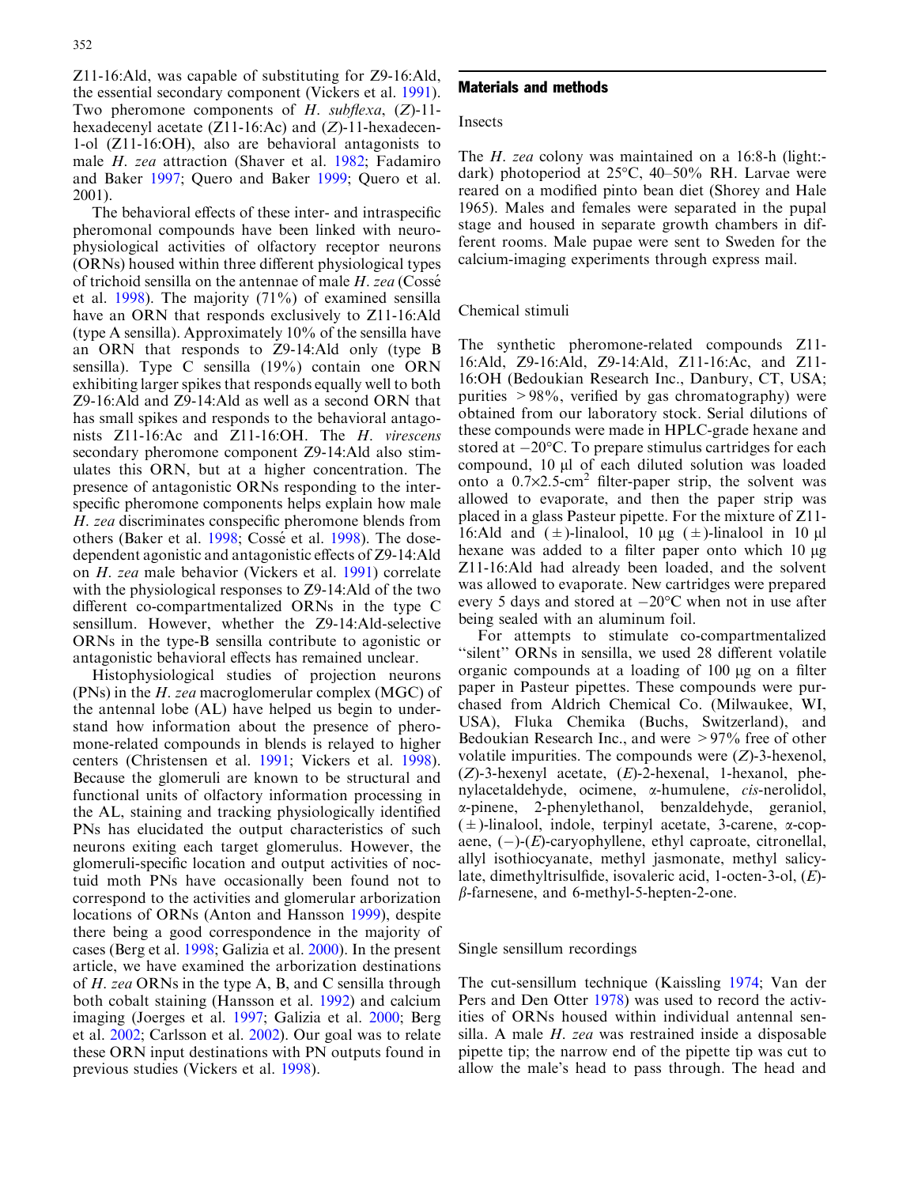Z11-16:Ald, was capable of substituting for Z9-16:Ald, the essential secondary component (Vickers et al. 1991). Two pheromone components of *H. subflexa*, (*Z*)-11-hexadecenyl acetate (Z11-16:Ac) and (*Z*)-11-hexadecen-1-ol (Z11-16:OH), also are behavioral antagonists to male *H. zea* attraction (Shaver et al. 1982; Fadamiro and Baker 1997; Quero and Baker 1999; Quero et al. 2001).

The behavioral effects of these inter- and intraspecific pheromonal compounds have been linked with neurophysiological activities of olfactory receptor neurons (ORNs) housed within three different physiological types of trichoid sensilla on the antennae of male *H. zea* (Cossé et al. 1998). The majority (71%) of examined sensilla have an ORN that responds exclusively to Z11-16:Ald (type A sensilla). Approximately 10% of the sensilla have an ORN that responds to Z9-14:Ald only (type B sensilla). Type C sensilla (19%) contain one ORN exhibiting larger spikes that responds equally well to both Z9-16:Ald and Z9-14:Ald as well as a second ORN that has small spikes and responds to the behavioral antagonists Z11-16:Ac and Z11-16:OH. The *H. virescens* secondary pheromone component Z9-14:Ald also stimulates this ORN, but at a higher concentration. The presence of antagonistic ORNs responding to the interspecific pheromone components helps explain how male *H. zea* discriminates conspecific pheromone blends from others (Baker et al. 1998; Cossé et al. 1998). The dose-dependent agonistic and antagonistic effects of Z9-14:Ald on *H. zea* male behavior (Vickers et al. 1991) correlate with the physiological responses to Z9-14:Ald of the two different co-compartmentalized ORNs in the type C sensillum. However, whether the Z9-14:Ald-selective ORNs in the type-B sensilla contribute to agonistic or antagonistic behavioral effects has remained unclear.

Histophysiological studies of projection neurons (PNs) in the *H. zea* macroglomerular complex (MGC) of the antennal lobe (AL) have helped us begin to understand how information about the presence of pheromone-related compounds in blends is relayed to higher centers (Christensen et al. 1991; Vickers et al. 1998). Because the glomeruli are known to be structural and functional units of olfactory information processing in the AL, staining and tracking physiologically identified PNs has elucidated the output characteristics of such neurons exiting each target glomerulus. However, the glomeruli-specific location and output activities of noctuid moth PNs have occasionally been found not to correspond to the activities and glomerular arborization locations of ORNs (Anton and Hansson 1999), despite there being a good correspondence in the majority of cases (Berg et al. 1998; Galizia et al. 2000). In the present article, we have examined the arborization destinations of *H. zea* ORNs in the type A, B, and C sensilla through both cobalt staining (Hansson et al. 1992) and calcium imaging (Joerges et al. 1997; Galizia et al. 2000; Berg et al. 2002; Carlsson et al. 2002). Our goal was to relate these ORN input destinations with PN outputs found in previous studies (Vickers et al. 1998).

## Materials and methods

### Insects

The *H. zea* colony was maintained on a 16:8-h (light:-dark) photoperiod at 25°C, 40–50% RH. Larvae were reared on a modified pinto bean diet (Shorey and Hale 1965). Males and females were separated in the pupal stage and housed in separate growth chambers in different rooms. Male pupae were sent to Sweden for the calcium-imaging experiments through express mail.

### Chemical stimuli

The synthetic pheromone-related compounds Z11-16:Ald, Z9-16:Ald, Z9-14:Ald, Z11-16:Ac, and Z11-16:OH (Bedoukian Research Inc., Danbury, CT, USA; purities >98%, verified by gas chromatography) were obtained from our laboratory stock. Serial dilutions of these compounds were made in HPLC-grade hexane and stored at −20°C. To prepare stimulus cartridges for each compound, 10 µl of each diluted solution was loaded onto a 0.7×2.5-cm$^2$ filter-paper strip, the solvent was allowed to evaporate, and then the paper strip was placed in a glass Pasteur pipette. For the mixture of Z11-16:Ald and (±)-linalool, 10 µg (±)-linalool in 10 µl hexane was added to a filter paper onto which 10 µg Z11-16:Ald had already been loaded, and the solvent was allowed to evaporate. New cartridges were prepared every 5 days and stored at −20°C when not in use after being sealed with an aluminum foil.

For attempts to stimulate co-compartmentalized "silent" ORNs in sensilla, we used 28 different volatile organic compounds at a loading of 100 µg on a filter paper in Pasteur pipettes. These compounds were purchased from Aldrich Chemical Co. (Milwaukee, WI, USA), Fluka Chemika (Buchs, Switzerland), and Bedoukian Research Inc., and were >97% free of other volatile impurities. The compounds were (*Z*)-3-hexenol, (*Z*)-3-hexenyl acetate, (*E*)-2-hexenal, 1-hexanol, phenylacetaldehyde, ocimene, α-humulene, *cis*-nerolidol, α-pinene, 2-phenylethanol, benzaldehyde, geraniol, (±)-linalool, indole, terpinyl acetate, 3-carene, α-copaene, (−)-(*E*)-caryophyllene, ethyl caproate, citronellal, allyl isothiocyanate, methyl jasmonate, methyl salicylate, dimethyltrisulfide, isovaleric acid, 1-octen-3-ol, (*E*)-β-farnesene, and 6-methyl-5-hepten-2-one.

### Single sensillum recordings

The cut-sensillum technique (Kaissling 1974; Van der Pers and Den Otter 1978) was used to record the activities of ORNs housed within individual antennal sensilla. A male *H. zea* was restrained inside a disposable pipette tip; the narrow end of the pipette tip was cut to allow the male's head to pass through. The head and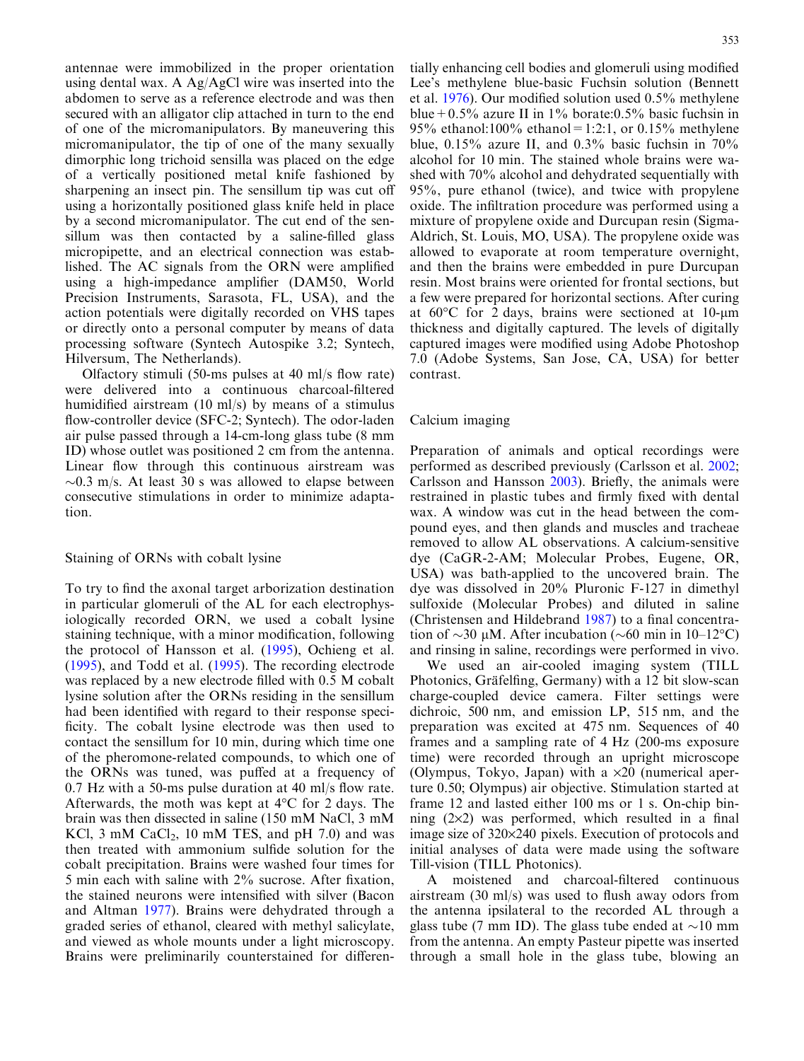antennae were immobilized in the proper orientation using dental wax. A Ag/AgCl wire was inserted into the abdomen to serve as a reference electrode and was then secured with an alligator clip attached in turn to the end of one of the micromanipulators. By maneuvering this micromanipulator, the tip of one of the many sexually dimorphic long trichoid sensilla was placed on the edge of a vertically positioned metal knife fashioned by sharpening an insect pin. The sensillum tip was cut off using a horizontally positioned glass knife held in place by a second micromanipulator. The cut end of the sensillum was then contacted by a saline-filled glass micropipette, and an electrical connection was established. The AC signals from the ORN were amplified using a high-impedance amplifier (DAM50, World Precision Instruments, Sarasota, FL, USA), and the action potentials were digitally recorded on VHS tapes or directly onto a personal computer by means of data processing software (Syntech Autospike 3.2; Syntech, Hilversum, The Netherlands).

Olfactory stimuli (50-ms pulses at 40 ml/s flow rate) were delivered into a continuous charcoal-filtered humidified airstream (10 ml/s) by means of a stimulus flow-controller device (SFC-2; Syntech). The odor-laden air pulse passed through a 14-cm-long glass tube (8 mm ID) whose outlet was positioned 2 cm from the antenna. Linear flow through this continuous airstream was ~0.3 m/s. At least 30 s was allowed to elapse between consecutive stimulations in order to minimize adaptation.

## Staining of ORNs with cobalt lysine

To try to find the axonal target arborization destination in particular glomeruli of the AL for each electrophysiologically recorded ORN, we used a cobalt lysine staining technique, with a minor modification, following the protocol of Hansson et al. (1995), Ochieng et al. (1995), and Todd et al. (1995). The recording electrode was replaced by a new electrode filled with 0.5 M cobalt lysine solution after the ORNs residing in the sensillum had been identified with regard to their response specificity. The cobalt lysine electrode was then used to contact the sensillum for 10 min, during which time one of the pheromone-related compounds, to which one of the ORNs was tuned, was puffed at a frequency of 0.7 Hz with a 50-ms pulse duration at 40 ml/s flow rate. Afterwards, the moth was kept at 4°C for 2 days. The brain was then dissected in saline (150 mM NaCl, 3 mM KCl, 3 mM $CaCl_2$, 10 mM TES, and pH 7.0) and was then treated with ammonium sulfide solution for the cobalt precipitation. Brains were washed four times for 5 min each with saline with 2% sucrose. After fixation, the stained neurons were intensified with silver (Bacon and Altman 1977). Brains were dehydrated through a graded series of ethanol, cleared with methyl salicylate, and viewed as whole mounts under a light microscopy. Brains were preliminarily counterstained for differentially enhancing cell bodies and glomeruli using modified Lee's methylene blue-basic Fuchsin solution (Bennett et al. 1976). Our modified solution used 0.5% methylene blue + 0.5% azure II in 1% borate:0.5% basic fuchsin in 95% ethanol:100% ethanol = 1:2:1, or 0.15% methylene blue, 0.15% azure II, and 0.3% basic fuchsin in 70% alcohol for 10 min. The stained whole brains were washed with 70% alcohol and dehydrated sequentially with 95%, pure ethanol (twice), and twice with propylene oxide. The infiltration procedure was performed using a mixture of propylene oxide and Durcupan resin (Sigma-Aldrich, St. Louis, MO, USA). The propylene oxide was allowed to evaporate at room temperature overnight, and then the brains were embedded in pure Durcupan resin. Most brains were oriented for frontal sections, but a few were prepared for horizontal sections. After curing at 60°C for 2 days, brains were sectioned at 10-μm thickness and digitally captured. The levels of digitally captured images were modified using Adobe Photoshop 7.0 (Adobe Systems, San Jose, CA, USA) for better contrast.

## Calcium imaging

Preparation of animals and optical recordings were performed as described previously (Carlsson et al. 2002; Carlsson and Hansson 2003). Briefly, the animals were restrained in plastic tubes and firmly fixed with dental wax. A window was cut in the head between the compound eyes, and then glands and muscles and tracheae removed to allow AL observations. A calcium-sensitive dye (CaGR-2-AM; Molecular Probes, Eugene, OR, USA) was bath-applied to the uncovered brain. The dye was dissolved in 20% Pluronic F-127 in dimethyl sulfoxide (Molecular Probes) and diluted in saline (Christensen and Hildebrand 1987) to a final concentration of ~30 μM. After incubation (~60 min in 10–12°C) and rinsing in saline, recordings were performed in vivo.

We used an air-cooled imaging system (TILL Photonics, Gräfelfing, Germany) with a 12 bit slow-scan charge-coupled device camera. Filter settings were dichroic, 500 nm, and emission LP, 515 nm, and the preparation was excited at 475 nm. Sequences of 40 frames and a sampling rate of 4 Hz (200-ms exposure time) were recorded through an upright microscope (Olympus, Tokyo, Japan) with a ×20 (numerical aperture 0.50; Olympus) air objective. Stimulation started at frame 12 and lasted either 100 ms or 1 s. On-chip binning (2×2) was performed, which resulted in a final image size of 320×240 pixels. Execution of protocols and initial analyses of data were made using the software Till-vision (TILL Photonics).

A moistened and charcoal-filtered continuous airstream (30 ml/s) was used to flush away odors from the antenna ipsilateral to the recorded AL through a glass tube (7 mm ID). The glass tube ended at ~10 mm from the antenna. An empty Pasteur pipette was inserted through a small hole in the glass tube, blowing an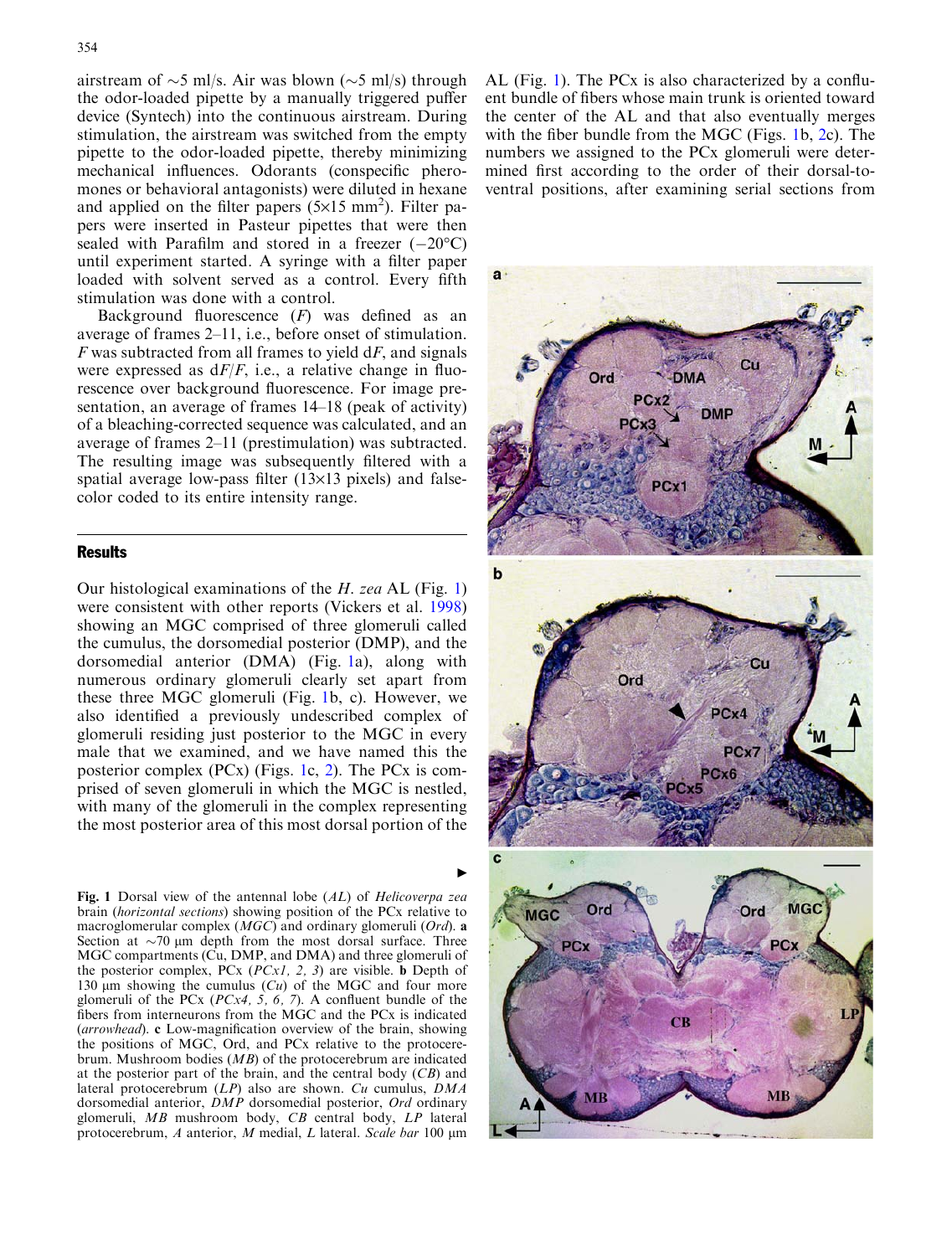airstream of ~5 ml/s. Air was blown (~5 ml/s) through the odor-loaded pipette by a manually triggered puffer device (Syntech) into the continuous airstream. During stimulation, the airstream was switched from the empty pipette to the odor-loaded pipette, thereby minimizing mechanical influences. Odorants (conspecific pheromones or behavioral antagonists) were diluted in hexane and applied on the filter papers (5×15 mm$^2$). Filter papers were inserted in Pasteur pipettes that were then sealed with Parafilm and stored in a freezer (−20°C) until experiment started. A syringe with a filter paper loaded with solvent served as a control. Every fifth stimulation was done with a control.

Background fluorescence (*F*) was defined as an average of frames 2–11, i.e., before onset of stimulation. *F* was subtracted from all frames to yield d*F*, and signals were expressed as d*F*/*F*, i.e., a relative change in fluorescence over background fluorescence. For image presentation, an average of frames 14–18 (peak of activity) of a bleaching-corrected sequence was calculated, and an average of frames 2–11 (prestimulation) was subtracted. The resulting image was subsequently filtered with a spatial average low-pass filter (13×13 pixels) and false-color coded to its entire intensity range.

## Results

Our histological examinations of the *H. zea* AL (Fig. 1) were consistent with other reports (Vickers et al. 1998) showing an MGC comprised of three glomeruli called the cumulus, the dorsomedial posterior (DMP), and the dorsomedial anterior (DMA) (Fig. 1a), along with numerous ordinary glomeruli clearly set apart from these three MGC glomeruli (Fig. 1b, c). However, we also identified a previously undescribed complex of glomeruli residing just posterior to the MGC in every male that we examined, and we have named this the posterior complex (PCx) (Figs. 1c, 2). The PCx is comprised of seven glomeruli in which the MGC is nestled, with many of the glomeruli in the complex representing the most posterior area of this most dorsal portion of the AL (Fig. 1). The PCx is also characterized by a confluent bundle of fibers whose main trunk is oriented toward the center of the AL and that also eventually merges with the fiber bundle from the MGC (Figs. 1b, 2c). The numbers we assigned to the PCx glomeruli were determined first according to the order of their dorsal-to-ventral positions, after examining serial sections from

**Fig. 1** Dorsal view of the antennal lobe (*AL*) of *Helicoverpa zea* brain (*horizontal sections*) showing position of the PCx relative to macroglomerular complex (*MGC*) and ordinary glomeruli (*Ord*). **a** Section at ~70 μm depth from the most dorsal surface. Three MGC compartments (Cu, DMP, and DMA) and three glomeruli of the posterior complex, PCx (*PCx1, 2, 3*) are visible. **b** Depth of 130 μm showing the cumulus (*Cu*) of the MGC and four more glomeruli of the PCx (*PCx4, 5, 6, 7*). A confluent bundle of the fibers from interneurons from the MGC and the PCx is indicated (*arrowhead*). **c** Low-magnification overview of the brain, showing the positions of MGC, Ord, and PCx relative to the protocerebrum. Mushroom bodies (*MB*) of the protocerebrum are indicated at the posterior part of the brain, and the central body (*CB*) and lateral protocerebrum (*LP*) also are shown. *Cu* cumulus, *DMA* dorsomedial anterior, *DMP* dorsomedial posterior, *Ord* ordinary glomeruli, *MB* mushroom body, *CB* central body, *LP* lateral protocerebrum, *A* anterior, *M* medial, *L* lateral. *Scale bar* 100 μm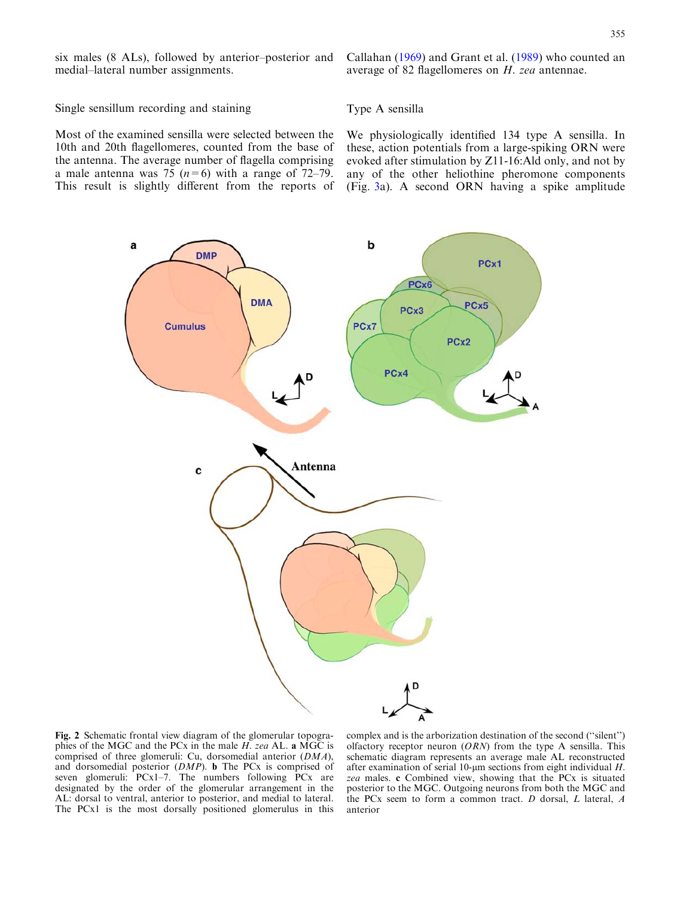six males (8 ALs), followed by anterior–posterior and medial–lateral number assignments.

### Single sensillum recording and staining

Most of the examined sensilla were selected between the 10th and 20th flagellomeres, counted from the base of the antenna. The average number of flagella comprising a male antenna was 75 ($n=6$) with a range of 72–79. This result is slightly different from the reports of Callahan (1969) and Grant et al. (1989) who counted an average of 82 flagellomeres on *H. zea* antennae.

### Type A sensilla

We physiologically identified 134 type A sensilla. In these, action potentials from a large-spiking ORN were evoked after stimulation by Z11-16:Ald only, and not by any of the other heliothine pheromone components (Fig. 3a). A second ORN having a spike amplitude

**Fig. 2** Schematic frontal view diagram of the glomerular topographies of the MGC and the PCx in the male *H. zea* AL. **a** MGC is comprised of three glomeruli: Cu, dorsomedial anterior (*DMA*), and dorsomedial posterior (*DMP*). **b** The PCx is comprised of seven glomeruli: PCx1–7. The numbers following PCx are designated by the order of the glomerular arrangement in the AL: dorsal to ventral, anterior to posterior, and medial to lateral. The PCx1 is the most dorsally positioned glomerulus in this complex and is the arborization destination of the second ("silent") olfactory receptor neuron (*ORN*) from the type A sensilla. This schematic diagram represents an average male AL reconstructed after examination of serial 10-μm sections from eight individual *H. zea* males. **c** Combined view, showing that the PCx is situated posterior to the MGC. Outgoing neurons from both the MGC and the PCx seem to form a common tract. *D* dorsal, *L* lateral, *A* anterior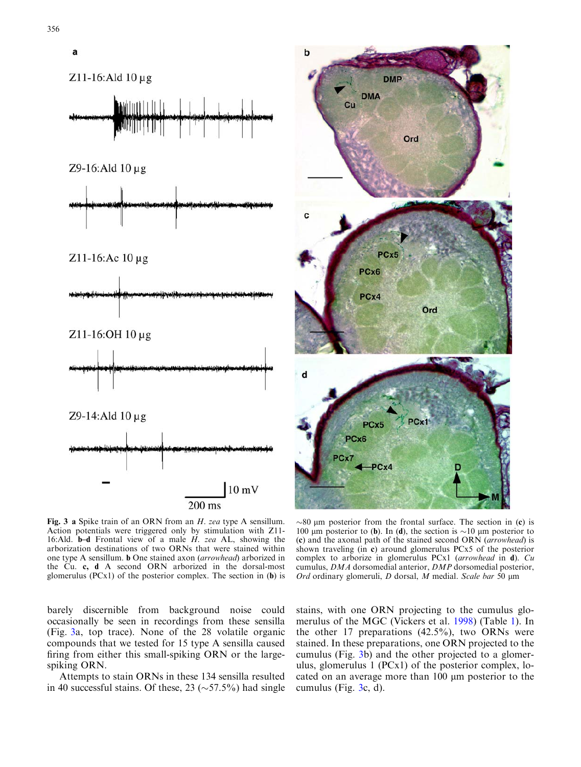**Fig. 3** **a** Spike train of an ORN from an *H. zea* type A sensillum. Action potentials were triggered only by stimulation with Z11-16:Ald. **b–d** Frontal view of a male *H. zea* AL, showing the arborization destinations of two ORNs that were stained within one type A sensillum. **b** One stained axon (*arrowhead*) arborized in the Cu. **c, d** A second ORN arborized in the dorsal-most glomerulus (PCx1) of the posterior complex. The section in (**b**) is ~80 μm posterior from the frontal surface. The section in (**c**) is 100 μm posterior to (**b**). In (**d**), the section is ~10 μm posterior to (**c**) and the axonal path of the stained second ORN (*arrowhead*) is shown traveling (in **c**) around glomerulus PCx5 of the posterior complex to arborize in glomerulus PCx1 (*arrowhead* in **d**). *Cu* cumulus, *DMA* dorsomedial anterior, *DMP* dorsomedial posterior, *Ord* ordinary glomeruli, *D* dorsal, *M* medial. *Scale bar* 50 μm

barely discernible from background noise could occasionally be seen in recordings from these sensilla (Fig. 3a, top trace). None of the 28 volatile organic compounds that we tested for 15 type A sensilla caused firing from either this small-spiking ORN or the large-spiking ORN.

Attempts to stain ORNs in these 134 sensilla resulted in 40 successful stains. Of these, 23 (~57.5%) had single stains, with one ORN projecting to the cumulus glomerulus of the MGC (Vickers et al. 1998) (Table 1). In the other 17 preparations (42.5%), two ORNs were stained. In these preparations, one ORN projected to the cumulus (Fig. 3b) and the other projected to a glomerulus, glomerulus 1 (PCx1) of the posterior complex, located on an average more than 100 μm posterior to the cumulus (Fig. 3c, d).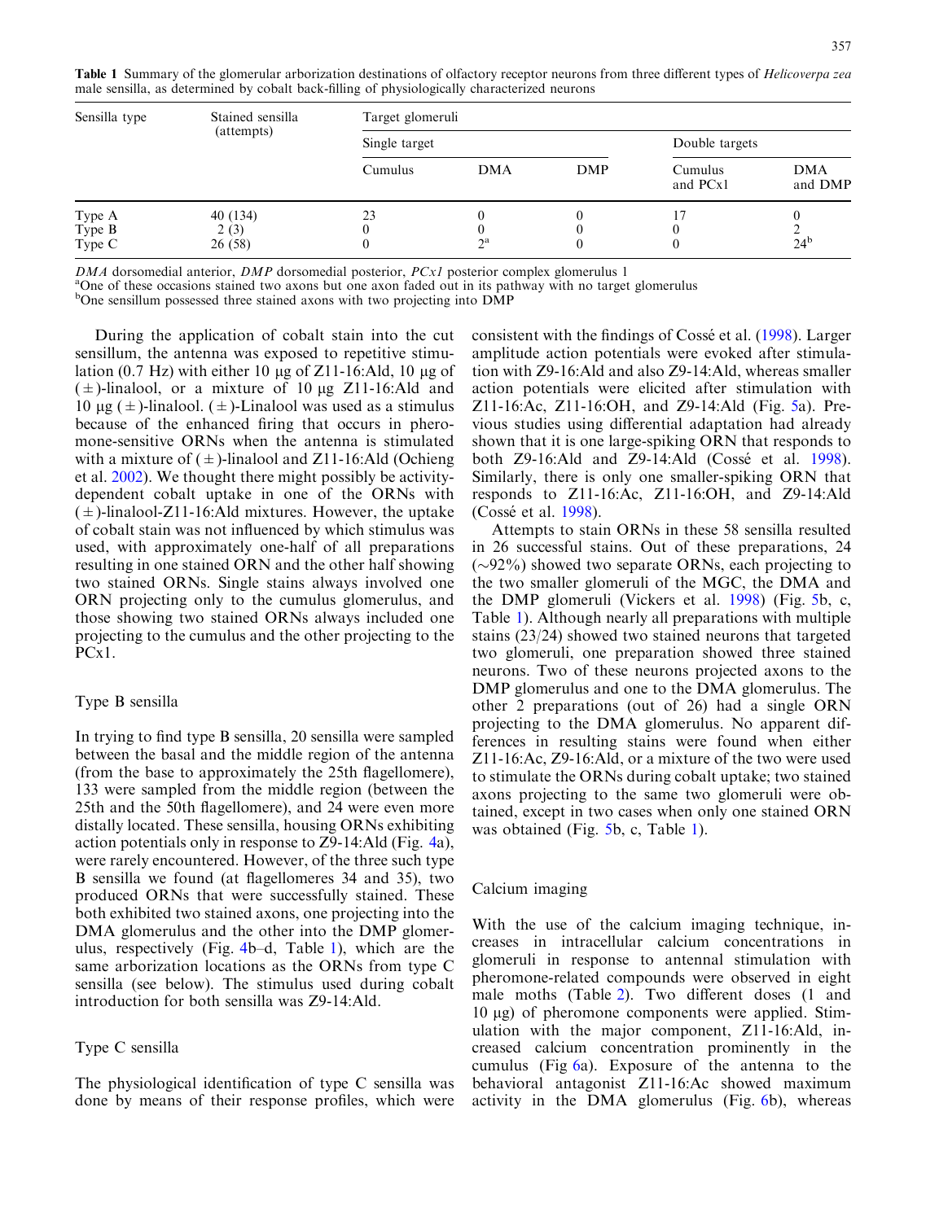**Table 1** Summary of the glomerular arborization destinations of olfactory receptor neurons from three different types of *Helicoverpa zea* male sensilla, as determined by cobalt back-filling of physiologically characterized neurons

| Sensilla type | Stained sensilla (attempts) | Target glomeruli | | | | |
|---|---|---|---|---|---|---|
| | | Single target | | | Double targets | |
| | | Cumulus | DMA | DMP | Cumulus and PCx1 | DMA and DMP |
| Type A | 40 (134) | 23 | 0 | 0 | 17 | 0 |
| Type B | 2 (3) | 0 | 0 | 0 | 0 | 2 |
| Type C | 26 (58) | 0 | 2[a] | 0 | 0 | 24[b] |

*DMA* dorsomedial anterior, *DMP* dorsomedial posterior, *PCx1* posterior complex glomerulus 1

[a]One of these occasions stained two axons but one axon faded out in its pathway with no target glomerulus

[b]One sensillum possessed three stained axons with two projecting into DMP

During the application of cobalt stain into the cut sensillum, the antenna was exposed to repetitive stimulation (0.7 Hz) with either 10 μg of Z11-16:Ald, 10 μg of (±)-linalool, or a mixture of 10 μg Z11-16:Ald and 10 μg (±)-linalool. (±)-Linalool was used as a stimulus because of the enhanced firing that occurs in pheromone-sensitive ORNs when the antenna is stimulated with a mixture of (±)-linalool and Z11-16:Ald (Ochieng et al. 2002). We thought there might possibly be activity-dependent cobalt uptake in one of the ORNs with (±)-linalool-Z11-16:Ald mixtures. However, the uptake of cobalt stain was not influenced by which stimulus was used, with approximately one-half of all preparations resulting in one stained ORN and the other half showing two stained ORNs. Single stains always involved one ORN projecting only to the cumulus glomerulus, and those showing two stained ORNs always included one projecting to the cumulus and the other projecting to the PCx1.

## Type B sensilla

In trying to find type B sensilla, 20 sensilla were sampled between the basal and the middle region of the antenna (from the base to approximately the 25th flagellomere), 133 were sampled from the middle region (between the 25th and the 50th flagellomere), and 24 were even more distally located. These sensilla, housing ORNs exhibiting action potentials only in response to Z9-14:Ald (Fig. 4a), were rarely encountered. However, of the three such type B sensilla we found (at flagellomeres 34 and 35), two produced ORNs that were successfully stained. These both exhibited two stained axons, one projecting into the DMA glomerulus and the other into the DMP glomerulus, respectively (Fig. 4b–d, Table 1), which are the same arborization locations as the ORNs from type C sensilla (see below). The stimulus used during cobalt introduction for both sensilla was Z9-14:Ald.

## Type C sensilla

The physiological identification of type C sensilla was done by means of their response profiles, which were consistent with the findings of Cossé et al. (1998). Larger amplitude action potentials were evoked after stimulation with Z9-16:Ald and also Z9-14:Ald, whereas smaller action potentials were elicited after stimulation with Z11-16:Ac, Z11-16:OH, and Z9-14:Ald (Fig. 5a). Previous studies using differential adaptation had already shown that it is one large-spiking ORN that responds to both Z9-16:Ald and Z9-14:Ald (Cossé et al. 1998). Similarly, there is only one smaller-spiking ORN that responds to Z11-16:Ac, Z11-16:OH, and Z9-14:Ald (Cossé et al. 1998).

Attempts to stain ORNs in these 58 sensilla resulted in 26 successful stains. Out of these preparations, 24 (~92%) showed two separate ORNs, each projecting to the two smaller glomeruli of the MGC, the DMA and the DMP glomeruli (Vickers et al. 1998) (Fig. 5b, c, Table 1). Although nearly all preparations with multiple stains (23/24) showed two stained neurons that targeted two glomeruli, one preparation showed three stained neurons. Two of these neurons projected axons to the DMP glomerulus and one to the DMA glomerulus. The other 2 preparations (out of 26) had a single ORN projecting to the DMA glomerulus. No apparent differences in resulting stains were found when either Z11-16:Ac, Z9-16:Ald, or a mixture of the two were used to stimulate the ORNs during cobalt uptake; two stained axons projecting to the same two glomeruli were obtained, except in two cases when only one stained ORN was obtained (Fig. 5b, c, Table 1).

## Calcium imaging

With the use of the calcium imaging technique, increases in intracellular calcium concentrations in glomeruli in response to antennal stimulation with pheromone-related compounds were observed in eight male moths (Table 2). Two different doses (1 and 10 μg) of pheromone components were applied. Stimulation with the major component, Z11-16:Ald, increased calcium concentration prominently in the cumulus (Fig 6a). Exposure of the antenna to the behavioral antagonist Z11-16:Ac showed maximum activity in the DMA glomerulus (Fig. 6b), whereas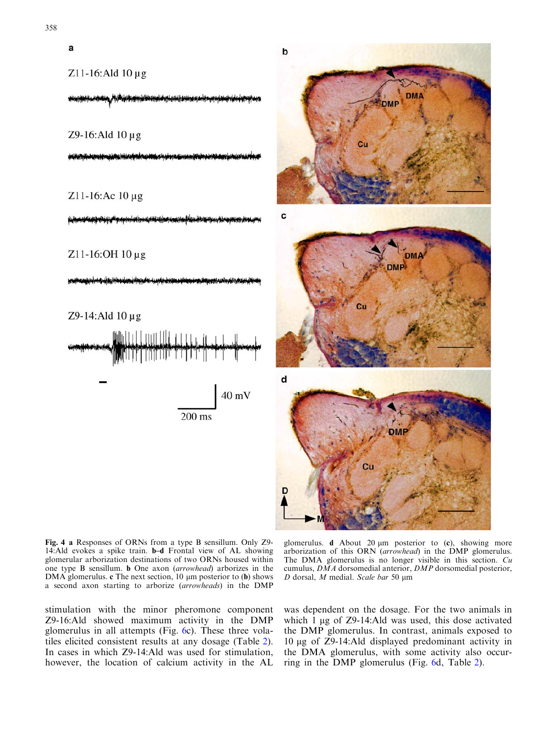**Fig. 4** **a** Responses of ORNs from a type B sensillum. Only Z9-14:Ald evokes a spike train. **b–d** Frontal view of AL showing glomerular arborization destinations of two ORNs housed within one type B sensillum. **b** One axon (*arrowhead*) arborizes in the DMA glomerulus. **c** The next section, 10 μm posterior to (**b**) shows a second axon starting to arborize (*arrowheads*) in the DMP glomerulus. **d** About 20 μm posterior to (**c**), showing more arborization of this ORN (*arrowhead*) in the DMP glomerulus. The DMA glomerulus is no longer visible in this section. *Cu* cumulus, *DMA* dorsomedial anterior, *DMP* dorsomedial posterior, *D* dorsal, *M* medial. *Scale bar* 50 μm

stimulation with the minor pheromone component Z9-16:Ald showed maximum activity in the DMP glomerulus in all attempts (Fig. 6c). These three volatiles elicited consistent results at any dosage (Table 2). In cases in which Z9-14:Ald was used for stimulation, however, the location of calcium activity in the AL was dependent on the dosage. For the two animals in which 1 μg of Z9-14:Ald was used, this dose activated the DMP glomerulus. In contrast, animals exposed to 10 μg of Z9-14:Ald displayed predominant activity in the DMA glomerulus, with some activity also occurring in the DMP glomerulus (Fig. 6d, Table 2).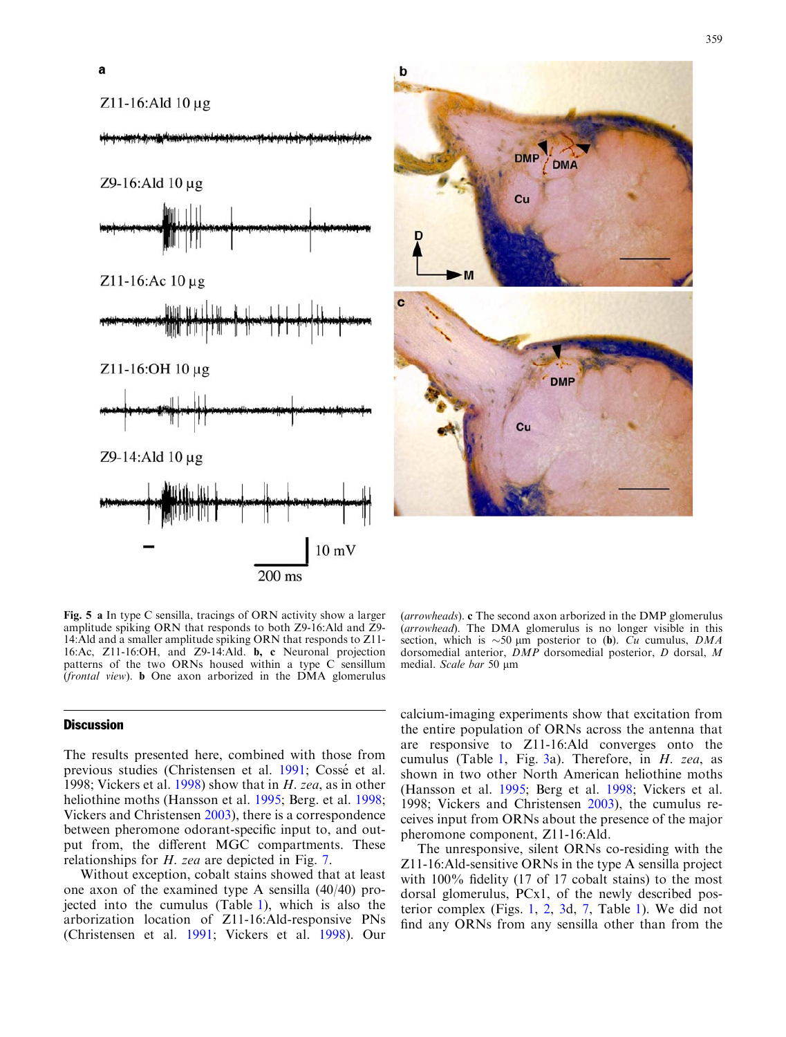**Fig. 5** **a** In type C sensilla, tracings of ORN activity show a larger amplitude spiking ORN that responds to both Z9-16:Ald and Z9-14:Ald and a smaller amplitude spiking ORN that responds to Z11-16:Ac, Z11-16:OH, and Z9-14:Ald. **b, c** Neuronal projection patterns of the two ORNs housed within a type C sensillum (*frontal view*). **b** One axon arborized in the DMA glomerulus (*arrowheads*). **c** The second axon arborized in the DMP glomerulus (*arrowhead*). The DMA glomerulus is no longer visible in this section, which is ~50 μm posterior to (**b**). *Cu* cumulus, *DMA* dorsomedial anterior, *DMP* dorsomedial posterior, *D* dorsal, *M* medial. *Scale bar* 50 μm

## Discussion

The results presented here, combined with those from previous studies (Christensen et al. 1991; Cossé et al. 1998; Vickers et al. 1998) show that in *H. zea*, as in other heliothine moths (Hansson et al. 1995; Berg. et al. 1998; Vickers and Christensen 2003), there is a correspondence between pheromone odorant-specific input to, and output from, the different MGC compartments. These relationships for *H. zea* are depicted in Fig. 7.

Without exception, cobalt stains showed that at least one axon of the examined type A sensilla (40/40) projected into the cumulus (Table 1), which is also the arborization location of Z11-16:Ald-responsive PNs (Christensen et al. 1991; Vickers et al. 1998). Our calcium-imaging experiments show that excitation from the entire population of ORNs across the antenna that are responsive to Z11-16:Ald converges onto the cumulus (Table 1, Fig. 3a). Therefore, in *H. zea*, as shown in two other North American heliothine moths (Hansson et al. 1995; Berg et al. 1998; Vickers et al. 1998; Vickers and Christensen 2003), the cumulus receives input from ORNs about the presence of the major pheromone component, Z11-16:Ald.

The unresponsive, silent ORNs co-residing with the Z11-16:Ald-sensitive ORNs in the type A sensilla project with 100% fidelity (17 of 17 cobalt stains) to the most dorsal glomerulus, PCx1, of the newly described posterior complex (Figs. 1, 2, 3d, 7, Table 1). We did not find any ORNs from any sensilla other than from the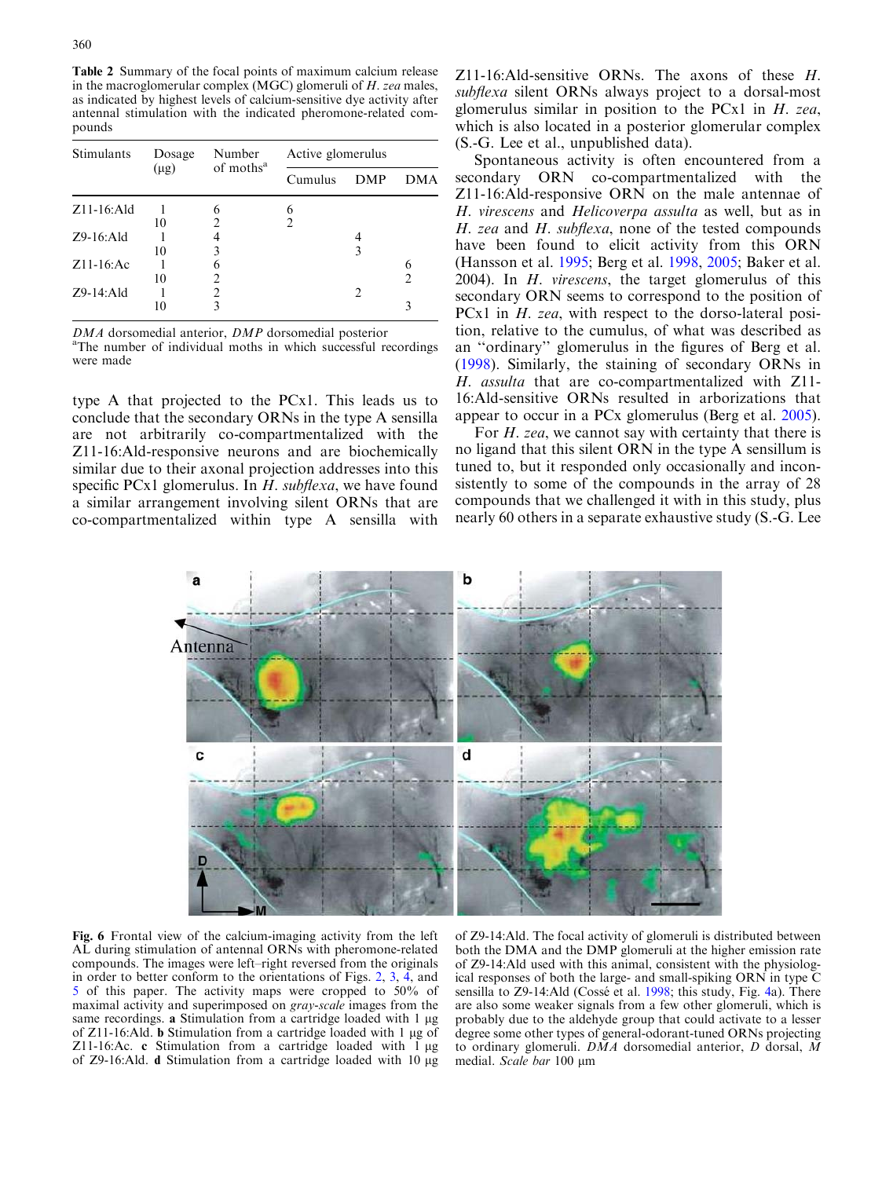**Table 2** Summary of the focal points of maximum calcium release in the macroglomerular complex (MGC) glomeruli of *H. zea* males, as indicated by highest levels of calcium-sensitive dye activity after antennal stimulation with the indicated pheromone-related compounds

| Stimulants | Dosage (μg) | Number of moths[a] | Active glomerulus | | |
|---|---|---|---|---|---|
| | | | Cumulus | DMP | DMA |
| Z11-16:Ald | 1 | 6 | 6 | | |
| | 10 | 2 | 2 | | |
| Z9-16:Ald | 1 | 4 | | 4 | |
| | 10 | 3 | | 3 | |
| Z11-16:Ac | 1 | 6 | | | 6 |
| | 10 | 2 | | | 2 |
| Z9-14:Ald | 1 | 2 | | 2 | |
| | 10 | 3 | | | 3 |

*DMA* dorsomedial anterior, *DMP* dorsomedial posterior
[a]The number of individual moths in which successful recordings were made

type A that projected to the PCx1. This leads us to conclude that the secondary ORNs in the type A sensilla are not arbitrarily co-compartmentalized with the Z11-16:Ald-responsive neurons and are biochemically similar due to their axonal projection addresses into this specific PCx1 glomerulus. In *H. subflexa*, we have found a similar arrangement involving silent ORNs that are co-compartmentalized within type A sensilla with Z11-16:Ald-sensitive ORNs. The axons of these *H. subflexa* silent ORNs always project to a dorsal-most glomerulus similar in position to the PCx1 in *H. zea*, which is also located in a posterior glomerular complex (S.-G. Lee et al., unpublished data).

Spontaneous activity is often encountered from a secondary ORN co-compartmentalized with the Z11-16:Ald-responsive ORN on the male antennae of *H. virescens* and *Helicoverpa assulta* as well, but as in *H. zea* and *H. subflexa*, none of the tested compounds have been found to elicit activity from this ORN (Hansson et al. 1995; Berg et al. 1998, 2005; Baker et al. 2004). In *H. virescens*, the target glomerulus of this secondary ORN seems to correspond to the position of PCx1 in *H. zea*, with respect to the dorso-lateral position, relative to the cumulus, of what was described as an "ordinary" glomerulus in the figures of Berg et al. (1998). Similarly, the staining of secondary ORNs in *H. assulta* that are co-compartmentalized with Z11-16:Ald-sensitive ORNs resulted in arborizations that appear to occur in a PCx glomerulus (Berg et al. 2005).

For *H. zea*, we cannot say with certainty that there is no ligand that this silent ORN in the type A sensillum is tuned to, but it responded only occasionally and inconsistently to some of the compounds in the array of 28 compounds that we challenged it with in this study, plus nearly 60 others in a separate exhaustive study (S.-G. Lee

**Fig. 6** Frontal view of the calcium-imaging activity from the left AL during stimulation of antennal ORNs with pheromone-related compounds. The images were left–right reversed from the originals in order to better conform to the orientations of Figs. 2, 3, 4, and 5 of this paper. The activity maps were cropped to 50% of maximal activity and superimposed on *gray-scale* images from the same recordings. **a** Stimulation from a cartridge loaded with 1 μg of Z11-16:Ald. **b** Stimulation from a cartridge loaded with 1 μg of Z11-16:Ac. **c** Stimulation from a cartridge loaded with 1 μg of Z9-16:Ald. **d** Stimulation from a cartridge loaded with 10 μg of Z9-14:Ald. The focal activity of glomeruli is distributed between both the DMA and the DMP glomeruli at the higher emission rate of Z9-14:Ald used with this animal, consistent with the physiological responses of both the large- and small-spiking ORN in type C sensilla to Z9-14:Ald (Cossé et al. 1998; this study, Fig. 4a). There are also some weaker signals from a few other glomeruli, which is probably due to the aldehyde group that could activate to a lesser degree some other types of general-odorant-tuned ORNs projecting to ordinary glomeruli. *DMA* dorsomedial anterior, *D* dorsal, *M* medial. *Scale bar* 100 μm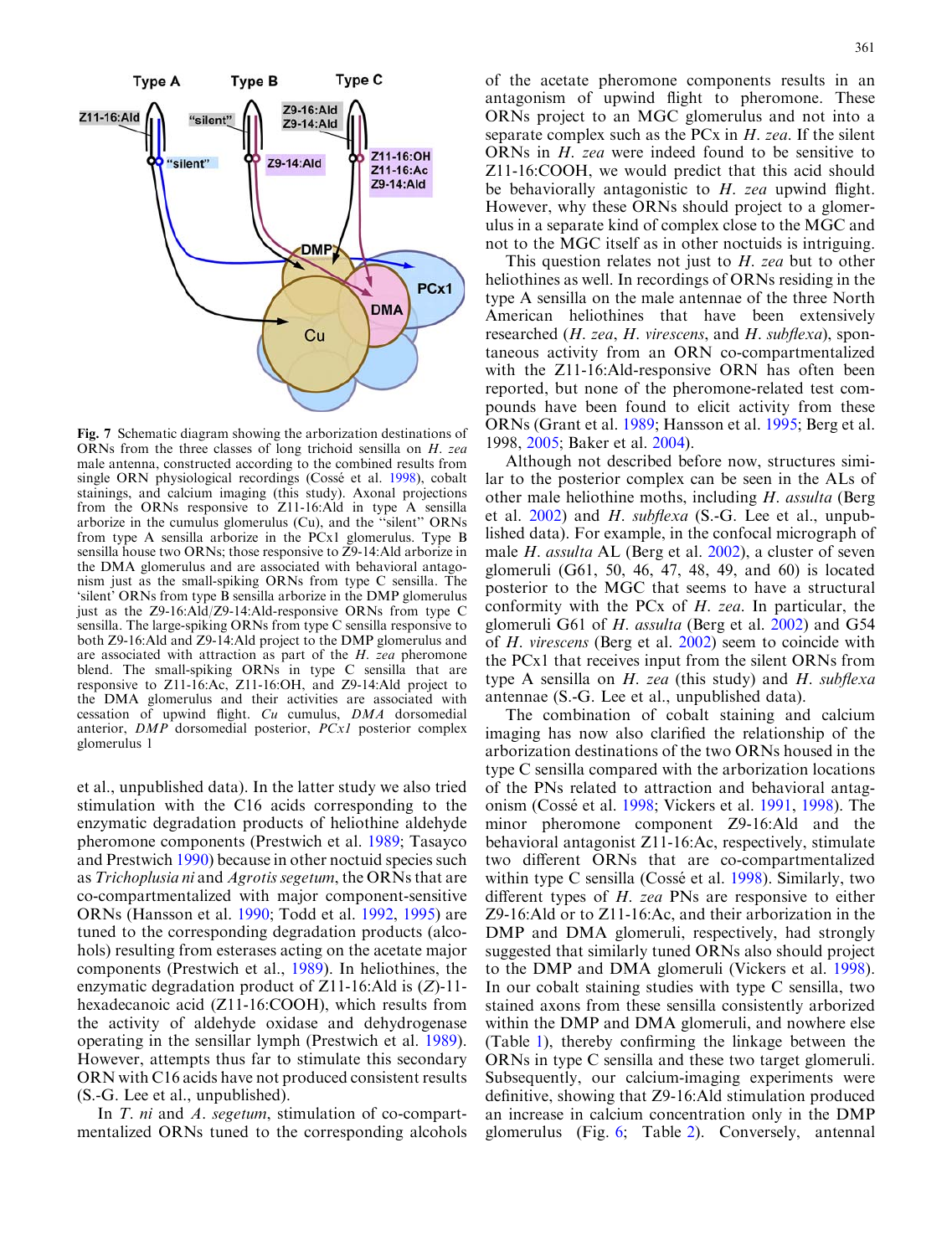Fig. 7 Schematic diagram showing the arborization destinations of ORNs from the three classes of long trichoid sensilla on *H. zea* male antenna, constructed according to the combined results from single ORN physiological recordings (Cossé et al. 1998), cobalt stainings, and calcium imaging (this study). Axonal projections from the ORNs responsive to Z11-16:Ald in type A sensilla arborize in the cumulus glomerulus (Cu), and the "silent" ORNs from type A sensilla arborize in the PCx1 glomerulus. Type B sensilla house two ORNs; those responsive to Z9-14:Ald arborize in the DMA glomerulus and are associated with behavioral antagonism just as the small-spiking ORNs from type C sensilla. The 'silent' ORNs from type B sensilla arborize in the DMP glomerulus just as the Z9-16:Ald/Z9-14:Ald-responsive ORNs from type C sensilla. The large-spiking ORNs from type C sensilla responsive to both Z9-16:Ald and Z9-14:Ald project to the DMP glomerulus and are associated with attraction as part of the *H. zea* pheromone blend. The small-spiking ORNs in type C sensilla that are responsive to Z11-16:Ac, Z11-16:OH, and Z9-14:Ald project to the DMA glomerulus and their activities are associated with cessation of upwind flight. *Cu* cumulus, *DMA* dorsomedial anterior, *DMP* dorsomedial posterior, *PCx1* posterior complex glomerulus 1

et al., unpublished data). In the latter study we also tried stimulation with the C16 acids corresponding to the enzymatic degradation products of heliothine aldehyde pheromone components (Prestwich et al. 1989; Tasayco and Prestwich 1990) because in other noctuid species such as *Trichoplusia ni* and *Agrotis segetum*, the ORNs that are co-compartmentalized with major component-sensitive ORNs (Hansson et al. 1990; Todd et al. 1992, 1995) are tuned to the corresponding degradation products (alcohols) resulting from esterases acting on the acetate major components (Prestwich et al., 1989). In heliothines, the enzymatic degradation product of Z11-16:Ald is (*Z*)-11-hexadecanoic acid (Z11-16:COOH), which results from the activity of aldehyde oxidase and dehydrogenase operating in the sensillar lymph (Prestwich et al. 1989). However, attempts thus far to stimulate this secondary ORN with C16 acids have not produced consistent results (S.-G. Lee et al., unpublished).

In *T. ni* and *A. segetum*, stimulation of co-compartmentalized ORNs tuned to the corresponding alcohols of the acetate pheromone components results in an antagonism of upwind flight to pheromone. These ORNs project to an MGC glomerulus and not into a separate complex such as the PCx in *H. zea*. If the silent ORNs in *H. zea* were indeed found to be sensitive to Z11-16:COOH, we would predict that this acid should be behaviorally antagonistic to *H. zea* upwind flight. However, why these ORNs should project to a glomerulus in a separate kind of complex close to the MGC and not to the MGC itself as in other noctuids is intriguing.

This question relates not just to *H. zea* but to other heliothines as well. In recordings of ORNs residing in the type A sensilla on the male antennae of the three North American heliothines that have been extensively researched (*H. zea*, *H. virescens*, and *H. subflexa*), spontaneous activity from an ORN co-compartmentalized with the Z11-16:Ald-responsive ORN has often been reported, but none of the pheromone-related test compounds have been found to elicit activity from these ORNs (Grant et al. 1989; Hansson et al. 1995; Berg et al. 1998, 2005; Baker et al. 2004).

Although not described before now, structures similar to the posterior complex can be seen in the ALs of other male heliothine moths, including *H. assulta* (Berg et al. 2002) and *H. subflexa* (S.-G. Lee et al., unpublished data). For example, in the confocal micrograph of male *H. assulta* AL (Berg et al. 2002), a cluster of seven glomeruli (G61, 50, 46, 47, 48, 49, and 60) is located posterior to the MGC that seems to have a structural conformity with the PCx of *H. zea*. In particular, the glomeruli G61 of *H. assulta* (Berg et al. 2002) and G54 of *H. virescens* (Berg et al. 2002) seem to coincide with the PCx1 that receives input from the silent ORNs from type A sensilla on *H. zea* (this study) and *H. subflexa* antennae (S.-G. Lee et al., unpublished data).

The combination of cobalt staining and calcium imaging has now also clarified the relationship of the arborization destinations of the two ORNs housed in the type C sensilla compared with the arborization locations of the PNs related to attraction and behavioral antagonism (Cossé et al. 1998; Vickers et al. 1991, 1998). The minor pheromone component Z9-16:Ald and the behavioral antagonist Z11-16:Ac, respectively, stimulate two different ORNs that are co-compartmentalized within type C sensilla (Cossé et al. 1998). Similarly, two different types of *H. zea* PNs are responsive to either Z9-16:Ald or to Z11-16:Ac, and their arborization in the DMP and DMA glomeruli, respectively, had strongly suggested that similarly tuned ORNs also should project to the DMP and DMA glomeruli (Vickers et al. 1998). In our cobalt staining studies with type C sensilla, two stained axons from these sensilla consistently arborized within the DMP and DMA glomeruli, and nowhere else (Table 1), thereby confirming the linkage between the ORNs in type C sensilla and these two target glomeruli. Subsequently, our calcium-imaging experiments were definitive, showing that Z9-16:Ald stimulation produced an increase in calcium concentration only in the DMP glomerulus (Fig. 6; Table 2). Conversely, antennal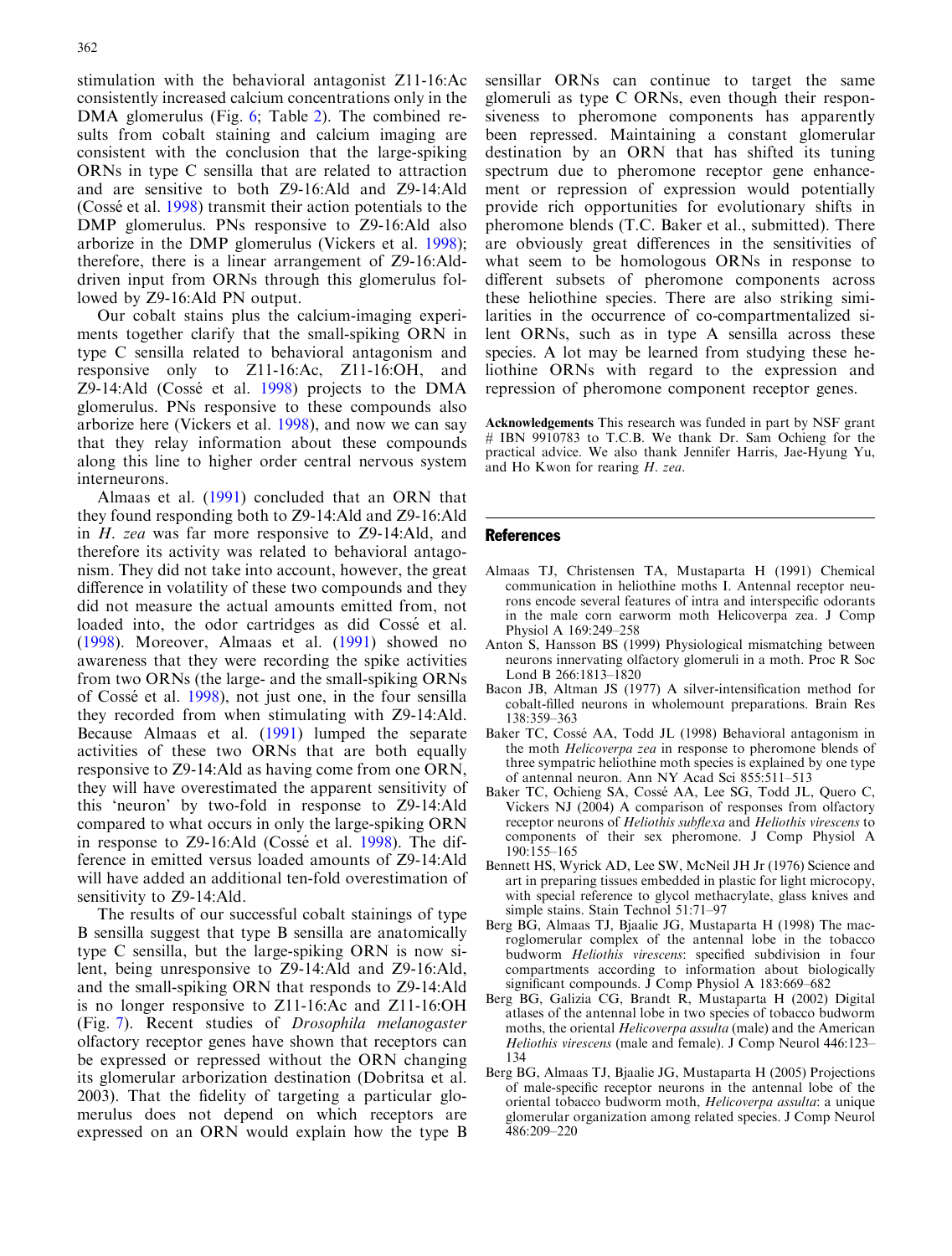stimulation with the behavioral antagonist Z11-16:Ac consistently increased calcium concentrations only in the DMA glomerulus (Fig. 6; Table 2). The combined results from cobalt staining and calcium imaging are consistent with the conclusion that the large-spiking ORNs in type C sensilla that are related to attraction and are sensitive to both Z9-16:Ald and Z9-14:Ald (Cossé et al. 1998) transmit their action potentials to the DMP glomerulus. PNs responsive to Z9-16:Ald also arborize in the DMP glomerulus (Vickers et al. 1998); therefore, there is a linear arrangement of Z9-16:Ald-driven input from ORNs through this glomerulus followed by Z9-16:Ald PN output.

Our cobalt stains plus the calcium-imaging experiments together clarify that the small-spiking ORN in type C sensilla related to behavioral antagonism and responsive only to Z11-16:Ac, Z11-16:OH, and Z9-14:Ald (Cossé et al. 1998) projects to the DMA glomerulus. PNs responsive to these compounds also arborize here (Vickers et al. 1998), and now we can say that they relay information about these compounds along this line to higher order central nervous system interneurons.

Almaas et al. (1991) concluded that an ORN that they found responding both to Z9-14:Ald and Z9-16:Ald in *H. zea* was far more responsive to Z9-14:Ald, and therefore its activity was related to behavioral antagonism. They did not take into account, however, the great difference in volatility of these two compounds and they did not measure the actual amounts emitted from, not loaded into, the odor cartridges as did Cossé et al. (1998). Moreover, Almaas et al. (1991) showed no awareness that they were recording the spike activities from two ORNs (the large- and the small-spiking ORNs of Cossé et al. 1998), not just one, in the four sensilla they recorded from when stimulating with Z9-14:Ald. Because Almaas et al. (1991) lumped the separate activities of these two ORNs that are both equally responsive to Z9-14:Ald as having come from one ORN, they will have overestimated the apparent sensitivity of this 'neuron' by two-fold in response to Z9-14:Ald compared to what occurs in only the large-spiking ORN in response to Z9-16:Ald (Cossé et al. 1998). The difference in emitted versus loaded amounts of Z9-14:Ald will have added an additional ten-fold overestimation of sensitivity to Z9-14:Ald.

The results of our successful cobalt stainings of type B sensilla suggest that type B sensilla are anatomically type C sensilla, but the large-spiking ORN is now silent, being unresponsive to Z9-14:Ald and Z9-16:Ald, and the small-spiking ORN that responds to Z9-14:Ald is no longer responsive to Z11-16:Ac and Z11-16:OH (Fig. 7). Recent studies of *Drosophila melanogaster* olfactory receptor genes have shown that receptors can be expressed or repressed without the ORN changing its glomerular arborization destination (Dobritsa et al. 2003). That the fidelity of targeting a particular glomerulus does not depend on which receptors are expressed on an ORN would explain how the type B sensillar ORNs can continue to target the same glomeruli as type C ORNs, even though their responsiveness to pheromone components has apparently been repressed. Maintaining a constant glomerular destination by an ORN that has shifted its tuning spectrum due to pheromone receptor gene enhancement or repression of expression would potentially provide rich opportunities for evolutionary shifts in pheromone blends (T.C. Baker et al., submitted). There are obviously great differences in the sensitivities of what seem to be homologous ORNs in response to different subsets of pheromone components across these heliothine species. There are also striking similarities in the occurrence of co-compartmentalized silent ORNs, such as in type A sensilla across these species. A lot may be learned from studying these heliothine ORNs with regard to the expression and repression of pheromone component receptor genes.

**Acknowledgements** This research was funded in part by NSF grant # IBN 9910783 to T.C.B. We thank Dr. Sam Ochieng for the practical advice. We also thank Jennifer Harris, Jae-Hyung Yu, and Ho Kwon for rearing *H. zea*.

## References

Almaas TJ, Christensen TA, Mustaparta H (1991) Chemical communication in heliothine moths I. Antennal receptor neurons encode several features of intra and interspecific odorants in the male corn earworm moth Helicoverpa zea. J Comp Physiol A 169:249–258

Anton S, Hansson BS (1999) Physiological mismatching between neurons innervating olfactory glomeruli in a moth. Proc R Soc Lond B 266:1813–1820

Bacon JB, Altman JS (1977) A silver-intensification method for cobalt-filled neurons in wholemount preparations. Brain Res 138:359–363

Baker TC, Cossé AA, Todd JL (1998) Behavioral antagonism in the moth *Helicoverpa zea* in response to pheromone blends of three sympatric heliothine moth species is explained by one type of antennal neuron. Ann NY Acad Sci 855:511–513

Baker TC, Ochieng SA, Cossé AA, Lee SG, Todd JL, Quero C, Vickers NJ (2004) A comparison of responses from olfactory receptor neurons of *Heliothis subflexa* and *Heliothis virescens* to components of their sex pheromone. J Comp Physiol A 190:155–165

Bennett HS, Wyrick AD, Lee SW, McNeil JH Jr (1976) Science and art in preparing tissues embedded in plastic for light microcopy, with special reference to glycol methacrylate, glass knives and simple stains. Stain Technol 51:71–97

Berg BG, Almaas TJ, Bjaalie JG, Mustaparta H (1998) The macroglomerular complex of the antennal lobe in the tobacco budworm *Heliothis virescens*: specified subdivision in four compartments according to information about biologically significant compounds. J Comp Physiol A 183:669–682

Berg BG, Galizia CG, Brandt R, Mustaparta H (2002) Digital atlases of the antennal lobe in two species of tobacco budworm moths, the oriental *Helicoverpa assulta* (male) and the American *Heliothis virescens* (male and female). J Comp Neurol 446:123–134

Berg BG, Almaas TJ, Bjaalie JG, Mustaparta H (2005) Projections of male-specific receptor neurons in the antennal lobe of the oriental tobacco budworm moth, *Helicoverpa assulta*: a unique glomerular organization among related species. J Comp Neurol 486:209–220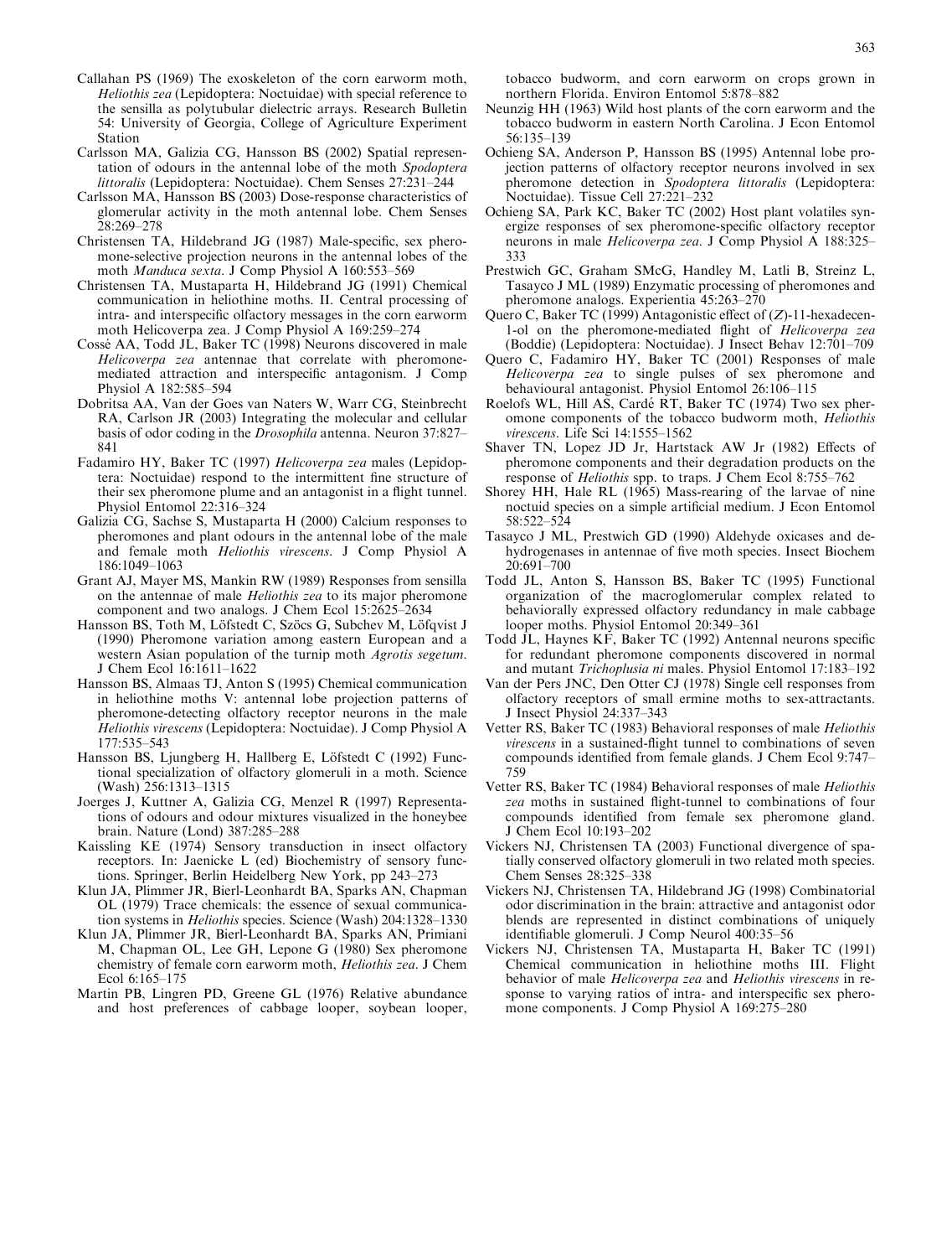Callahan PS (1969) The exoskeleton of the corn earworm moth, *Heliothis zea* (Lepidoptera: Noctuidae) with special reference to the sensilla as polytubular dielectric arrays. Research Bulletin 54: University of Georgia, College of Agriculture Experiment Station

Carlsson MA, Galizia CG, Hansson BS (2002) Spatial representation of odours in the antennal lobe of the moth *Spodoptera littoralis* (Lepidoptera: Noctuidae). Chem Senses 27:231–244

Carlsson MA, Hansson BS (2003) Dose-response characteristics of glomerular activity in the moth antennal lobe. Chem Senses 28:269–278

Christensen TA, Hildebrand JG (1987) Male-specific, sex pheromone-selective projection neurons in the antennal lobes of the moth *Manduca sexta*. J Comp Physiol A 160:553–569

Christensen TA, Mustaparta H, Hildebrand JG (1991) Chemical communication in heliothine moths. II. Central processing of intra- and interspecific olfactory messages in the corn earworm moth Helicoverpa zea. J Comp Physiol A 169:259–274

Cossé AA, Todd JL, Baker TC (1998) Neurons discovered in male *Helicoverpa zea* antennae that correlate with pheromone-mediated attraction and interspecific antagonism. J Comp Physiol A 182:585–594

Dobritsa AA, Van der Goes van Naters W, Warr CG, Steinbrecht RA, Carlson JR (2003) Integrating the molecular and cellular basis of odor coding in the *Drosophila* antenna. Neuron 37:827–841

Fadamiro HY, Baker TC (1997) *Helicoverpa zea* males (Lepidoptera: Noctuidae) respond to the intermittent fine structure of their sex pheromone plume and an antagonist in a flight tunnel. Physiol Entomol 22:316–324

Galizia CG, Sachse S, Mustaparta H (2000) Calcium responses to pheromones and plant odours in the antennal lobe of the male and female moth *Heliothis virescens*. J Comp Physiol A 186:1049–1063

Grant AJ, Mayer MS, Mankin RW (1989) Responses from sensilla on the antennae of male *Heliothis zea* to its major pheromone component and two analogs. J Chem Ecol 15:2625–2634

Hansson BS, Toth M, Löfstedt C, Szöcs G, Subchev M, Löfqvist J (1990) Pheromone variation among eastern European and a western Asian population of the turnip moth *Agrotis segetum*. J Chem Ecol 16:1611–1622

Hansson BS, Almaas TJ, Anton S (1995) Chemical communication in heliothine moths V: antennal lobe projection patterns of pheromone-detecting olfactory receptor neurons in the male *Heliothis virescens* (Lepidoptera: Noctuidae). J Comp Physiol A 177:535–543

Hansson BS, Ljungberg H, Hallberg E, Löfstedt C (1992) Functional specialization of olfactory glomeruli in a moth. Science (Wash) 256:1313–1315

Joerges J, Kuttner A, Galizia CG, Menzel R (1997) Representations of odours and odour mixtures visualized in the honeybee brain. Nature (Lond) 387:285–288

Kaissling KE (1974) Sensory transduction in insect olfactory receptors. In: Jaenicke L (ed) Biochemistry of sensory functions. Springer, Berlin Heidelberg New York, pp 243–273

Klun JA, Plimmer JR, Bierl-Leonhardt BA, Sparks AN, Chapman OL (1979) Trace chemicals: the essence of sexual communication systems in *Heliothis* species. Science (Wash) 204:1328–1330

Klun JA, Plimmer JR, Bierl-Leonhardt BA, Sparks AN, Primiani M, Chapman OL, Lee GH, Lepone G (1980) Sex pheromone chemistry of female corn earworm moth, *Heliothis zea*. J Chem Ecol 6:165–175

Martin PB, Lingren PD, Greene GL (1976) Relative abundance and host preferences of cabbage looper, soybean looper, tobacco budworm, and corn earworm on crops grown in northern Florida. Environ Entomol 5:878–882

Neunzig HH (1963) Wild host plants of the corn earworm and the tobacco budworm in eastern North Carolina. J Econ Entomol 56:135–139

Ochieng SA, Anderson P, Hansson BS (1995) Antennal lobe projection patterns of olfactory receptor neurons involved in sex pheromone detection in *Spodoptera littoralis* (Lepidoptera: Noctuidae). Tissue Cell 27:221–232

Ochieng SA, Park KC, Baker TC (2002) Host plant volatiles synergize responses of sex pheromone-specific olfactory receptor neurons in male *Helicoverpa zea*. J Comp Physiol A 188:325–333

Prestwich GC, Graham SMcG, Handley M, Latli B, Streinz L, Tasayco J ML (1989) Enzymatic processing of pheromones and pheromone analogs. Experientia 45:263–270

Quero C, Baker TC (1999) Antagonistic effect of (*Z*)-11-hexadecen-1-ol on the pheromone-mediated flight of *Helicoverpa zea* (Boddie) (Lepidoptera: Noctuidae). J Insect Behav 12:701–709

Quero C, Fadamiro HY, Baker TC (2001) Responses of male *Helicoverpa zea* to single pulses of sex pheromone and behavioural antagonist. Physiol Entomol 26:106–115

Roelofs WL, Hill AS, Cardé RT, Baker TC (1974) Two sex pheromone components of the tobacco budworm moth, *Heliothis virescens*. Life Sci 14:1555–1562

Shaver TN, Lopez JD Jr, Hartstack AW Jr (1982) Effects of pheromone components and their degradation products on the response of *Heliothis* spp. to traps. J Chem Ecol 8:755–762

Shorey HH, Hale RL (1965) Mass-rearing of the larvae of nine noctuid species on a simple artificial medium. J Econ Entomol 58:522–524

Tasayco J ML, Prestwich GD (1990) Aldehyde oxicases and dehydrogenases in antennae of five moth species. Insect Biochem 20:691–700

Todd JL, Anton S, Hansson BS, Baker TC (1995) Functional organization of the macroglomerular complex related to behaviorally expressed olfactory redundancy in male cabbage looper moths. Physiol Entomol 20:349–361

Todd JL, Haynes KF, Baker TC (1992) Antennal neurons specific for redundant pheromone components discovered in normal and mutant *Trichoplusia ni* males. Physiol Entomol 17:183–192

Van der Pers JNC, Den Otter CJ (1978) Single cell responses from olfactory receptors of small ermine moths to sex-attractants. J Insect Physiol 24:337–343

Vetter RS, Baker TC (1983) Behavioral responses of male *Heliothis virescens* in a sustained-flight tunnel to combinations of seven compounds identified from female glands. J Chem Ecol 9:747–759

Vetter RS, Baker TC (1984) Behavioral responses of male *Heliothis zea* moths in sustained flight-tunnel to combinations of four compounds identified from female sex pheromone gland. J Chem Ecol 10:193–202

Vickers NJ, Christensen TA (2003) Functional divergence of spatially conserved olfactory glomeruli in two related moth species. Chem Senses 28:325–338

Vickers NJ, Christensen TA, Hildebrand JG (1998) Combinatorial odor discrimination in the brain: attractive and antagonist odor blends are represented in distinct combinations of uniquely identifiable glomeruli. J Comp Neurol 400:35–56

Vickers NJ, Christensen TA, Mustaparta H, Baker TC (1991) Chemical communication in heliothine moths III. Flight behavior of male *Helicoverpa zea* and *Heliothis virescens* in response to varying ratios of intra- and interspecific sex pheromone components. J Comp Physiol A 169:275–280